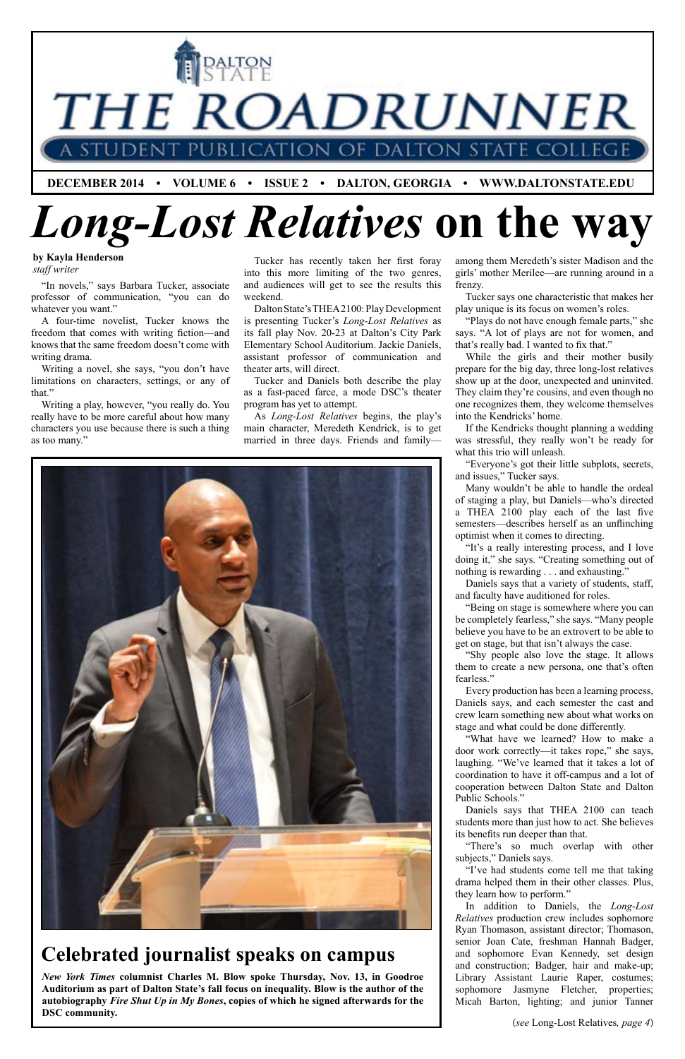# THE ROADRUNNER

A STUDENT PUBLICATION OF DALTON STATE COLLEGE

**DECEMBER 2014 • VOLUME 6 • ISSUE 2 • DALTON, GEORGIA • WWW.DALTONSTATE.EDU**

# *Long-Lost Relatives* on the way

**by Kayla Henderson**
*staff writer*

"In novels," says Barbara Tucker, associate professor of communication, "you can do whatever you want."

A four-time novelist, Tucker knows the freedom that comes with writing fiction—and knows that the same freedom doesn't come with writing drama.

Writing a novel, she says, "you don't have limitations on characters, settings, or any of that."

Writing a play, however, "you really do. You really have to be more careful about how many characters you use because there is such a thing as too many."

Tucker has recently taken her first foray into this more limiting of the two genres, and audiences will get to see the results this weekend.

Dalton State's THEA 2100: Play Development is presenting Tucker's *Long-Lost Relatives* as its fall play Nov. 20-23 at Dalton's City Park Elementary School Auditorium. Jackie Daniels, assistant professor of communication and theater arts, will direct.

Tucker and Daniels both describe the play as a fast-paced farce, a mode DSC's theater program has yet to attempt.

As *Long-Lost Relatives* begins, the play's main character, Meredeth Kendrick, is to get married in three days. Friends and family—among them Meredeth's sister Madison and the girls' mother Merilee—are running around in a frenzy.

Tucker says one characteristic that makes her play unique is its focus on women's roles.

"Plays do not have enough female parts," she says. "A lot of plays are not for women, and that's really bad. I wanted to fix that."

While the girls and their mother busily prepare for the big day, three long-lost relatives show up at the door, unexpected and uninvited. They claim they're cousins, and even though no one recognizes them, they welcome themselves into the Kendricks' home.

If the Kendricks thought planning a wedding was stressful, they really won't be ready for what this trio will unleash.

"Everyone's got their little subplots, secrets, and issues," Tucker says.

Many wouldn't be able to handle the ordeal of staging a play, but Daniels—who's directed a THEA 2100 play each of the last five semesters—describes herself as an unflinching optimist when it comes to directing.

"It's a really interesting process, and I love doing it," she says. "Creating something out of nothing is rewarding . . . and exhausting."

Daniels says that a variety of students, staff, and faculty have auditioned for roles.

"Being on stage is somewhere where you can be completely fearless," she says. "Many people believe you have to be an extrovert to be able to get on stage, but that isn't always the case.

"Shy people also love the stage. It allows them to create a new persona, one that's often fearless."

Every production has been a learning process, Daniels says, and each semester the cast and crew learn something new about what works on stage and what could be done differently.

"What have we learned? How to make a door work correctly—it takes rope," she says, laughing. "We've learned that it takes a lot of coordination to have it off-campus and a lot of cooperation between Dalton State and Dalton Public Schools."

Daniels says that THEA 2100 can teach students more than just how to act. She believes its benefits run deeper than that.

"There's so much overlap with other subjects," Daniels says.

"I've had students come tell me that taking drama helped them in their other classes. Plus, they learn how to perform."

In addition to Daniels, the *Long-Lost Relatives* production crew includes sophomore Ryan Thomason, assistant director; Thomason, senior Joan Cate, freshman Hannah Badger, and sophomore Evan Kennedy, set design and construction; Badger, hair and make-up; Library Assistant Laurie Raper, costumes; sophomore Jasmyne Fletcher, properties; Micah Barton, lighting; and junior Tanner

(*see* Long-Lost Relatives*, page 4*)

## Celebrated journalist speaks on campus

***New York Times* columnist Charles M. Blow spoke Thursday, Nov. 13, in Goodroe Auditorium as part of Dalton State's fall focus on inequality. Blow is the author of the autobiography *Fire Shut Up in My Bones*, copies of which he signed afterwards for the DSC community.**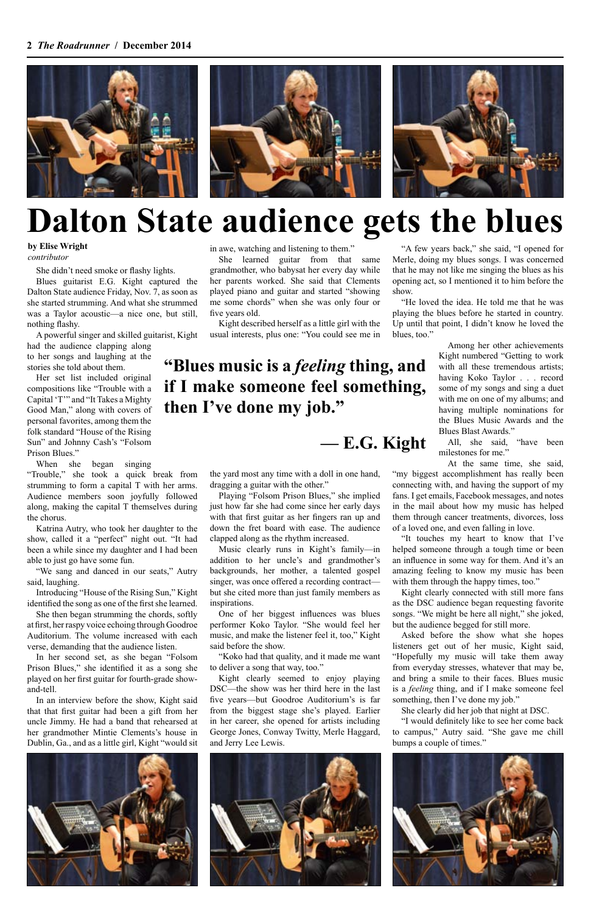# Dalton State audience gets the blues

**by Elise Wright**
*contributor*

She didn't need smoke or flashy lights.

Blues guitarist E.G. Kight captured the Dalton State audience Friday, Nov. 7, as soon as she started strumming. And what she strummed was a Taylor acoustic—a nice one, but still, nothing flashy.

A powerful singer and skilled guitarist, Kight had the audience clapping along to her songs and laughing at the stories she told about them.

Her set list included original compositions like "Trouble with a Capital 'T'" and "It Takes a Mighty Good Man," along with covers of personal favorites, among them the folk standard "House of the Rising Sun" and Johnny Cash's "Folsom Prison Blues."

When she began singing "Trouble," she took a quick break from strumming to form a capital T with her arms. Audience members soon joyfully followed along, making the capital T themselves during the chorus.

Katrina Autry, who took her daughter to the show, called it a "perfect" night out. "It had been a while since my daughter and I had been able to just go have some fun.

"We sang and danced in our seats," Autry said, laughing.

Introducing "House of the Rising Sun," Kight identified the song as one of the first she learned.

She then began strumming the chords, softly at first, her raspy voice echoing through Goodroe Auditorium. The volume increased with each verse, demanding that the audience listen.

In her second set, as she began "Folsom Prison Blues," she identified it as a song she played on her first guitar for fourth-grade show-and-tell.

In an interview before the show, Kight said that that first guitar had been a gift from her uncle Jimmy. He had a band that rehearsed at her grandmother Mintie Clements's house in Dublin, Ga., and as a little girl, Kight "would sit in awe, watching and listening to them."

She learned guitar from that same grandmother, who babysat her every day while her parents worked. She said that Clements played piano and guitar and started "showing me some chords" when she was only four or five years old.

Kight described herself as a little girl with the usual interests, plus one: "You could see me in the yard most any time with a doll in one hand, dragging a guitar with the other."

Playing "Folsom Prison Blues," she implied just how far she had come since her early days with that first guitar as her fingers ran up and down the fret board with ease. The audience clapped along as the rhythm increased.

Music clearly runs in Kight's family—in addition to her uncle's and grandmother's backgrounds, her mother, a talented gospel singer, was once offered a recording contract—but she cited more than just family members as inspirations.

One of her biggest influences was blues performer Koko Taylor. "She would feel her music, and make the listener feel it, too," Kight said before the show.

"Koko had that quality, and it made me want to deliver a song that way, too."

Kight clearly seemed to enjoy playing DSC—the show was her third here in the last five years—but Goodroe Auditorium's is far from the biggest stage she's played. Earlier in her career, she opened for artists including George Jones, Conway Twitty, Merle Haggard, and Jerry Lee Lewis.

"A few years back," she said, "I opened for Merle, doing my blues songs. I was concerned that he may not like me singing the blues as his opening act, so I mentioned it to him before the show.

"He loved the idea. He told me that he was playing the blues before he started in country. Up until that point, I didn't know he loved the blues, too."

> **"Blues music is a *feeling* thing, and if I make someone feel something, then I've done my job."**
>
> **— E.G. Kight**

Among her other achievements Kight numbered "Getting to work with all these tremendous artists; having Koko Taylor . . . record some of my songs and sing a duet with me on one of my albums; and having multiple nominations for the Blues Music Awards and the Blues Blast Awards."

All, she said, "have been milestones for me."

At the same time, she said, "my biggest accomplishment has really been connecting with, and having the support of my fans. I get emails, Facebook messages, and notes in the mail about how my music has helped them through cancer treatments, divorces, loss of a loved one, and even falling in love.

"It touches my heart to know that I've helped someone through a tough time or been an influence in some way for them. And it's an amazing feeling to know my music has been with them through the happy times, too."

Kight clearly connected with still more fans as the DSC audience began requesting favorite songs. "We might be here all night," she joked, but the audience begged for still more.

Asked before the show what she hopes listeners get out of her music, Kight said, "Hopefully my music will take them away from everyday stresses, whatever that may be, and bring a smile to their faces. Blues music is a *feeling* thing, and if I make someone feel something, then I've done my job."

She clearly did her job that night at DSC.

"I would definitely like to see her come back to campus," Autry said. "She gave me chill bumps a couple of times."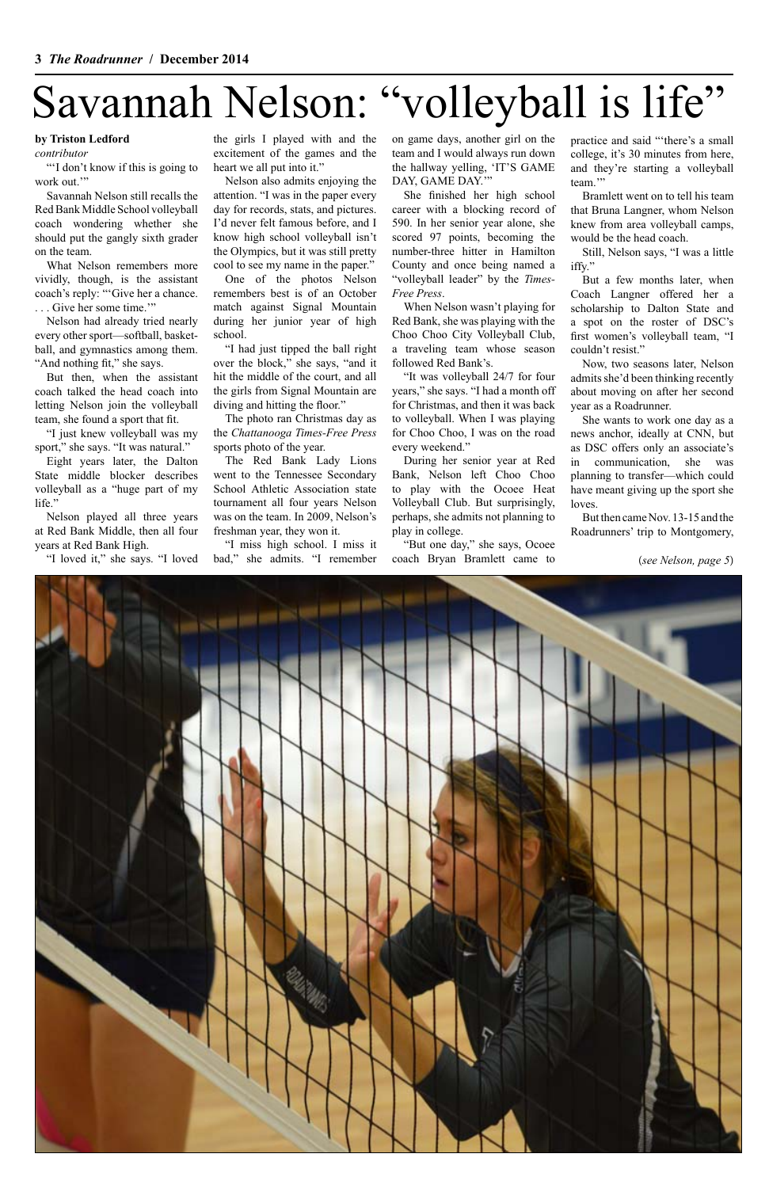# Savannah Nelson: "volleyball is life"

**by Triston Ledford**
*contributor*

"'I don't know if this is going to work out.'"

Savannah Nelson still recalls the Red Bank Middle School volleyball coach wondering whether she should put the gangly sixth grader on the team.

What Nelson remembers more vividly, though, is the assistant coach's reply: "'Give her a chance. . . . Give her some time.'"

Nelson had already tried nearly every other sport—softball, basketball, and gymnastics among them. "And nothing fit," she says.

But then, when the assistant coach talked the head coach into letting Nelson join the volleyball team, she found a sport that fit.

"I just knew volleyball was my sport," she says. "It was natural."

Eight years later, the Dalton State middle blocker describes volleyball as a "huge part of my life."

Nelson played all three years at Red Bank Middle, then all four years at Red Bank High.

"I loved it," she says. "I loved the girls I played with and the excitement of the games and the heart we all put into it."

Nelson also admits enjoying the attention. "I was in the paper every day for records, stats, and pictures. I'd never felt famous before, and I know high school volleyball isn't the Olympics, but it was still pretty cool to see my name in the paper."

One of the photos Nelson remembers best is of an October match against Signal Mountain during her junior year of high school.

"I had just tipped the ball right over the block," she says, "and it hit the middle of the court, and all the girls from Signal Mountain are diving and hitting the floor."

The photo ran Christmas day as the *Chattanooga Times-Free Press* sports photo of the year.

The Red Bank Lady Lions went to the Tennessee Secondary School Athletic Association state tournament all four years Nelson was on the team. In 2009, Nelson's freshman year, they won it.

"I miss high school. I miss it bad," she admits. "I remember on game days, another girl on the team and I would always run down the hallway yelling, 'IT'S GAME DAY, GAME DAY.'"

She finished her high school career with a blocking record of 590. In her senior year alone, she scored 97 points, becoming the number-three hitter in Hamilton County and once being named a "volleyball leader" by the *Times-Free Press*.

When Nelson wasn't playing for Red Bank, she was playing with the Choo Choo City Volleyball Club, a traveling team whose season followed Red Bank's.

"It was volleyball 24/7 for four years," she says. "I had a month off for Christmas, and then it was back to volleyball. When I was playing for Choo Choo, I was on the road every weekend."

During her senior year at Red Bank, Nelson left Choo Choo to play with the Ocoee Heat Volleyball Club. But surprisingly, perhaps, she admits not planning to play in college.

"But one day," she says, Ocoee coach Bryan Bramlett came to practice and said "'there's a small college, it's 30 minutes from here, and they're starting a volleyball team.'"

Bramlett went on to tell his team that Bruna Langner, whom Nelson knew from area volleyball camps, would be the head coach.

Still, Nelson says, "I was a little iffy."

But a few months later, when Coach Langner offered her a scholarship to Dalton State and a spot on the roster of DSC's first women's volleyball team, "I couldn't resist."

Now, two seasons later, Nelson admits she'd been thinking recently about moving on after her second year as a Roadrunner.

She wants to work one day as a news anchor, ideally at CNN, but as DSC offers only an associate's in communication, she was planning to transfer—which could have meant giving up the sport she loves.

But then came Nov. 13-15 and the Roadrunners' trip to Montgomery,

(*see Nelson, page 5*)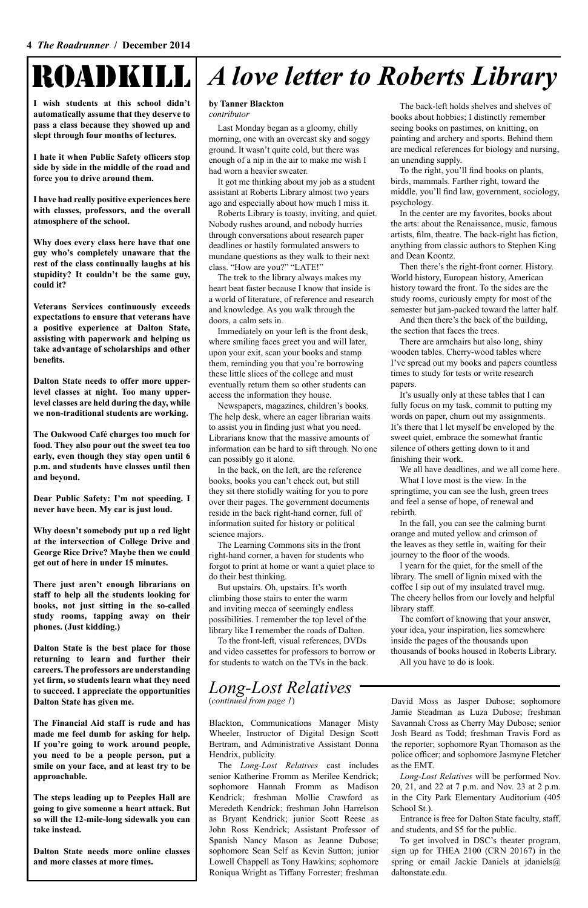# ROADKILL

**I wish students at this school didn't automatically assume that they deserve to pass a class because they showed up and slept through four months of lectures.**

**I hate it when Public Safety officers stop side by side in the middle of the road and force you to drive around them.**

**I have had really positive experiences here with classes, professors, and the overall atmosphere of the school.**

**Why does every class here have that one guy who's completely unaware that the rest of the class continually laughs at his stupidity? It couldn't be the same guy, could it?**

**Veterans Services continuously exceeds expectations to ensure that veterans have a positive experience at Dalton State, assisting with paperwork and helping us take advantage of scholarships and other benefits.**

**Dalton State needs to offer more upper-level classes at night. Too many upper-level classes are held during the day, while we non-traditional students are working.**

**The Oakwood Café charges too much for food. They also pour out the sweet tea too early, even though they stay open until 6 p.m. and students have classes until then and beyond.**

**Dear Public Safety: I'm not speeding. I never have been. My car is just loud.**

**Why doesn't somebody put up a red light at the intersection of College Drive and George Rice Drive? Maybe then we could get out of here in under 15 minutes.**

**There just aren't enough librarians on staff to help all the students looking for books, not just sitting in the so-called study rooms, tapping away on their phones. (Just kidding.)**

**Dalton State is the best place for those returning to learn and further their careers. The professors are understanding yet firm, so students learn what they need to succeed. I appreciate the opportunities Dalton State has given me.**

**The Financial Aid staff is rude and has made me feel dumb for asking for help. If you're going to work around people, you need to be a people person, put a smile on your face, and at least try to be approachable.**

**The steps leading up to Peeples Hall are going to give someone a heart attack. But so will the 12-mile-long sidewalk you can take instead.**

**Dalton State needs more online classes and more classes at more times.**

# *A love letter to Roberts Library*

**by Tanner Blackton**
*contributor*

Last Monday began as a gloomy, chilly morning, one with an overcast sky and soggy ground. It wasn't quite cold, but there was enough of a nip in the air to make me wish I had worn a heavier sweater.

It got me thinking about my job as a student assistant at Roberts Library almost two years ago and especially about how much I miss it.

Roberts Library is toasty, inviting, and quiet. Nobody rushes around, and nobody hurries through conversations about research paper deadlines or hastily formulated answers to mundane questions as they walk to their next class. "How are you?" "LATE!"

The trek to the library always makes my heart beat faster because I know that inside is a world of literature, of reference and research and knowledge. As you walk through the doors, a calm sets in.

Immediately on your left is the front desk, where smiling faces greet you and will later, upon your exit, scan your books and stamp them, reminding you that you're borrowing these little slices of the college and must eventually return them so other students can access the information they house.

Newspapers, magazines, children's books. The help desk, where an eager librarian waits to assist you in finding just what you need. Librarians know that the massive amounts of information can be hard to sift through. No one can possibly go it alone.

In the back, on the left, are the reference books, books you can't check out, but still they sit there stolidly waiting for you to pore over their pages. The government documents reside in the back right-hand corner, full of information suited for history or political science majors.

The Learning Commons sits in the front right-hand corner, a haven for students who forgot to print at home or want a quiet place to do their best thinking.

But upstairs. Oh, upstairs. It's worth climbing those stairs to enter the warm and inviting mecca of seemingly endless possibilities. I remember the top level of the library like I remember the roads of Dalton.

To the front-left, visual references, DVDs and video cassettes for professors to borrow or for students to watch on the TVs in the back.

The back-left holds shelves and shelves of books about hobbies; I distinctly remember seeing books on pastimes, on knitting, on painting and archery and sports. Behind them are medical references for biology and nursing, an unending supply.

To the right, you'll find books on plants, birds, mammals. Farther right, toward the middle, you'll find law, government, sociology, psychology.

In the center are my favorites, books about the arts: about the Renaissance, music, famous artists, film, theatre. The back-right has fiction, anything from classic authors to Stephen King and Dean Koontz.

Then there's the right-front corner. History. World history, European history, American history toward the front. To the sides are the study rooms, curiously empty for most of the semester but jam-packed toward the latter half.

And then there's the back of the building, the section that faces the trees.

There are armchairs but also long, shiny wooden tables. Cherry-wood tables where I've spread out my books and papers countless times to study for tests or write research papers.

It's usually only at these tables that I can fully focus on my task, commit to putting my words on paper, churn out my assignments. It's there that I let myself be enveloped by the sweet quiet, embrace the somewhat frantic silence of others getting down to it and finishing their work.

We all have deadlines, and we all come here.

What I love most is the view. In the springtime, you can see the lush, green trees and feel a sense of hope, of renewal and rebirth.

In the fall, you can see the calming burnt orange and muted yellow and crimson of the leaves as they settle in, waiting for their journey to the floor of the woods.

I yearn for the quiet, for the smell of the library. The smell of lignin mixed with the coffee I sip out of my insulated travel mug. The cheery hellos from our lovely and helpful library staff.

The comfort of knowing that your answer, your idea, your inspiration, lies somewhere inside the pages of the thousands upon thousands of books housed in Roberts Library.

All you have to do is look.

## *Long-Lost Relatives*

(*continued from page 1*)

Blackton, Communications Manager Misty Wheeler, Instructor of Digital Design Scott Bertram, and Administrative Assistant Donna Hendrix, publicity.

The *Long-Lost Relatives* cast includes senior Katherine Fromm as Merilee Kendrick; sophomore Hannah Fromm as Madison Kendrick; freshman Mollie Crawford as Meredeth Kendrick; freshman John Harrelson as Bryant Kendrick; junior Scott Reese as John Ross Kendrick; Assistant Professor of Spanish Nancy Mason as Jeanne Dubose; sophomore Sean Self as Kevin Sutton; junior Lowell Chappell as Tony Hawkins; sophomore Roniqua Wright as Tiffany Forrester; freshman David Moss as Jasper Dubose; sophomore Jamie Steadman as Luza Dubose; freshman Savannah Cross as Cherry May Dubose; senior Josh Beard as Todd; freshman Travis Ford as the reporter; sophomore Ryan Thomason as the police officer; and sophomore Jasmyne Fletcher as the EMT.

*Long-Lost Relatives* will be performed Nov. 20, 21, and 22 at 7 p.m. and Nov. 23 at 2 p.m. in the City Park Elementary Auditorium (405 School St.).

Entrance is free for Dalton State faculty, staff, and students, and $5 for the public.

To get involved in DSC's theater program, sign up for THEA 2100 (CRN 20167) in the spring or email Jackie Daniels at jdaniels@daltonstate.edu.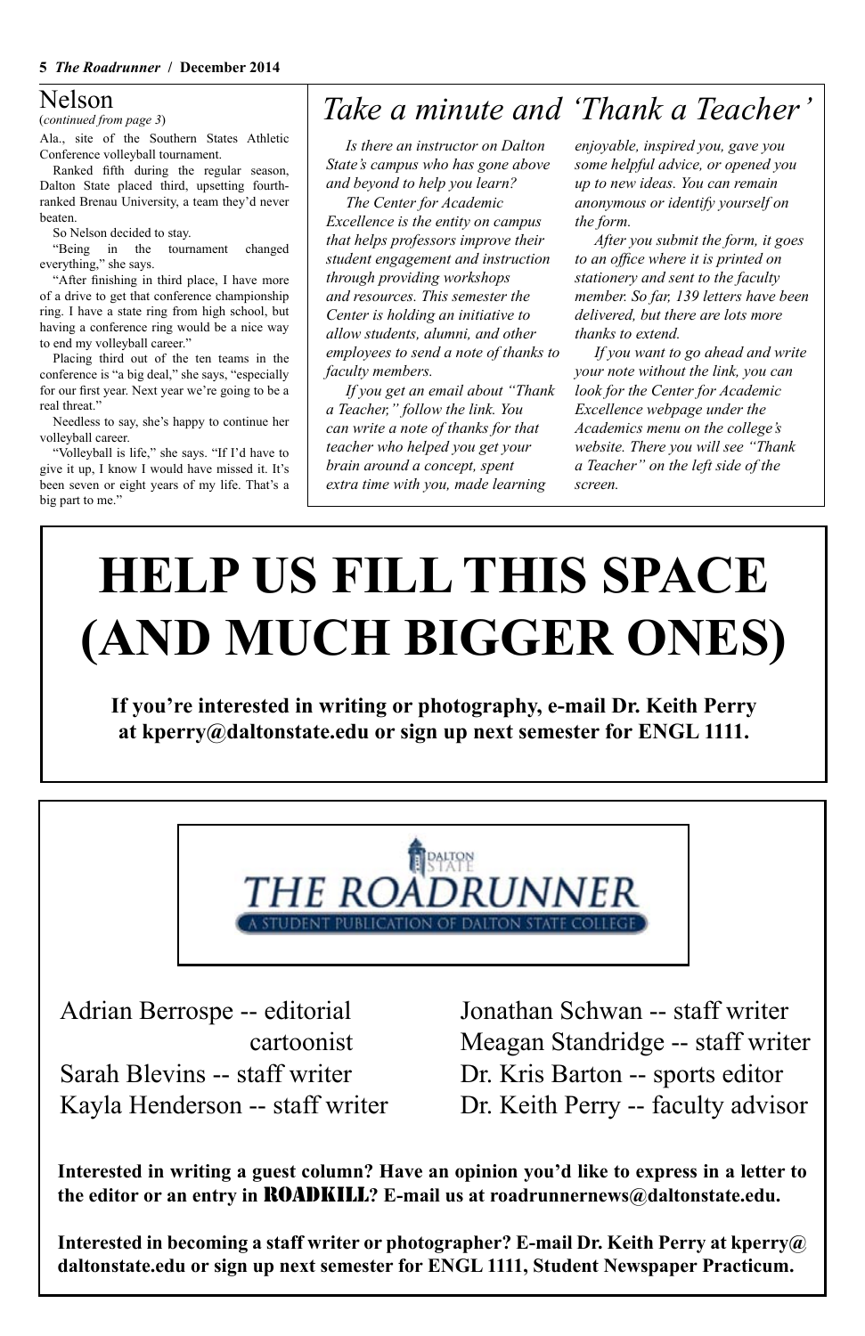## Nelson

(*continued from page 3*)

Ala., site of the Southern States Athletic Conference volleyball tournament.

Ranked fifth during the regular season, Dalton State placed third, upsetting fourth-ranked Brenau University, a team they'd never beaten.

So Nelson decided to stay.

"Being in the tournament changed everything," she says.

"After finishing in third place, I have more of a drive to get that conference championship ring. I have a state ring from high school, but having a conference ring would be a nice way to end my volleyball career."

Placing third out of the ten teams in the conference is "a big deal," she says, "especially for our first year. Next year we're going to be a real threat."

Needless to say, she's happy to continue her volleyball career.

"Volleyball is life," she says. "If I'd have to give it up, I know I would have missed it. It's been seven or eight years of my life. That's a big part to me."

## *Take a minute and 'Thank a Teacher'*

*Is there an instructor on Dalton State's campus who has gone above and beyond to help you learn?*

*The Center for Academic Excellence is the entity on campus that helps professors improve their student engagement and instruction through providing workshops and resources. This semester the Center is holding an initiative to allow students, alumni, and other employees to send a note of thanks to faculty members.*

*If you get an email about "Thank a Teacher," follow the link. You can write a note of thanks for that teacher who helped you get your brain around a concept, spent extra time with you, made learning enjoyable, inspired you, gave you some helpful advice, or opened you up to new ideas. You can remain anonymous or identify yourself on the form.*

*After you submit the form, it goes to an office where it is printed on stationery and sent to the faculty member. So far, 139 letters have been delivered, but there are lots more thanks to extend.*

*If you want to go ahead and write your note without the link, you can look for the Center for Academic Excellence webpage under the Academics menu on the college's website. There you will see "Thank a Teacher" on the left side of the screen.*

# HELP US FILL THIS SPACE (AND MUCH BIGGER ONES)

**If you're interested in writing or photography, e-mail Dr. Keith Perry at kperry@daltonstate.edu or sign up next semester for ENGL 1111.**

DALTON STATE
THE ROADRUNNER
A STUDENT PUBLICATION OF DALTON STATE COLLEGE

Adrian Berrospe -- editorial cartoonist
Sarah Blevins -- staff writer
Kayla Henderson -- staff writer
Jonathan Schwan -- staff writer
Meagan Standridge -- staff writer
Dr. Kris Barton -- sports editor
Dr. Keith Perry -- faculty advisor

**Interested in writing a guest column? Have an opinion you'd like to express in a letter to the editor or an entry in ROADKILL? E-mail us at roadrunnernews@daltonstate.edu.**

**Interested in becoming a staff writer or photographer? E-mail Dr. Keith Perry at kperry@daltonstate.edu or sign up next semester for ENGL 1111, Student Newspaper Practicum.**